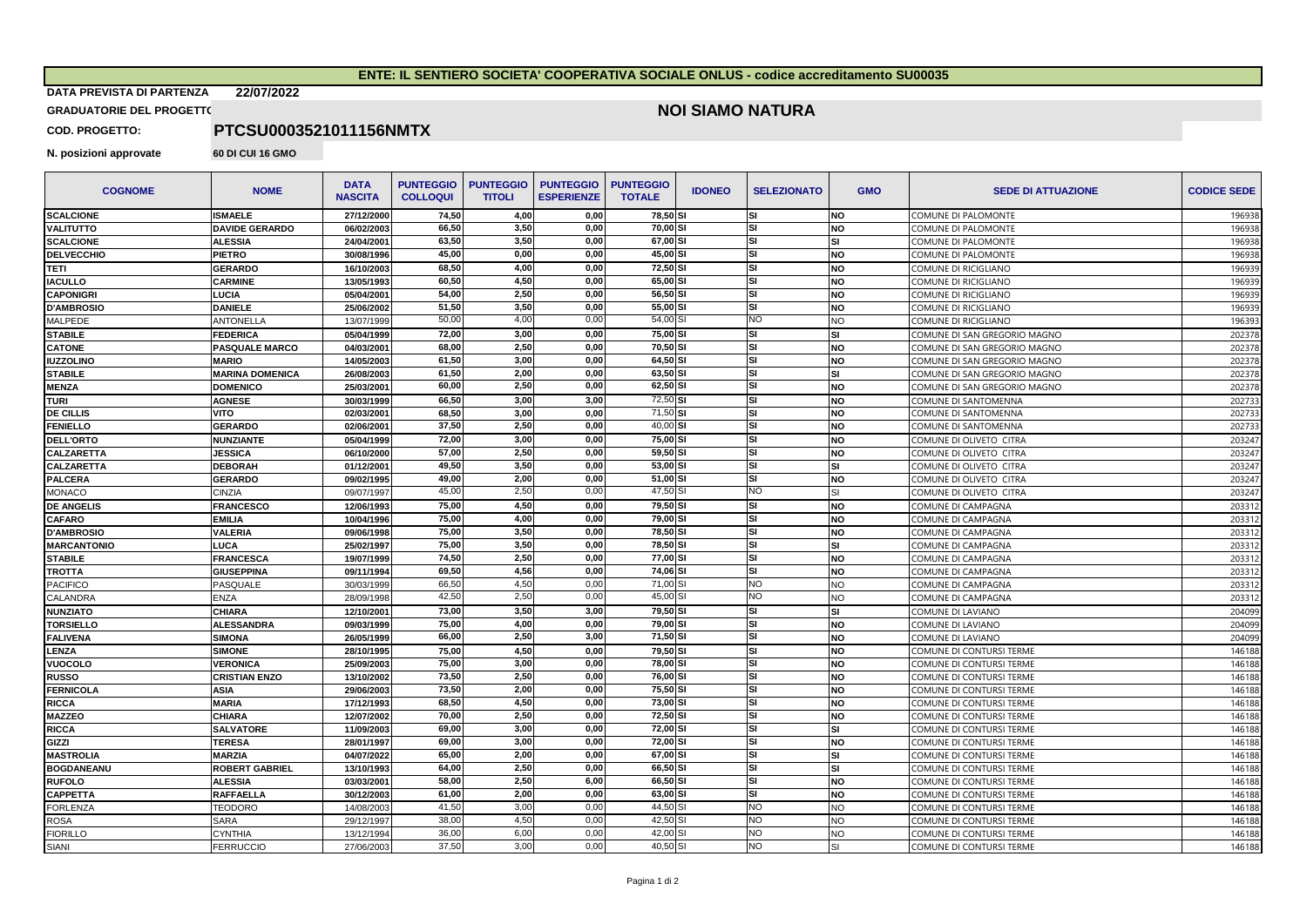**ENTE: IL SENTIERO SOCIETA' COOPERATIVA SOCIALE ONLUS - codice accreditamento SU00035**

**DATA PREVISTA DI PARTENZA** 22/07/2022

**GRADUATORIE DEL PROGETTO** **NOI SIAMO NATURA**

**COD. PROGETTO:** **PTCSU0003521011156NMTX**

**N. posizioni approvate** 60 DI CUI 16 GMO

| COGNOME | NOME | DATA NASCITA | PUNTEGGIO COLLOQUI | PUNTEGGIO TITOLI | PUNTEGGIO ESPERIENZE | PUNTEGGIO TOTALE | IDONEO | SELEZIONATO | GMO | SEDE DI ATTUAZIONE | CODICE SEDE |
|---|---|---|---|---|---|---|---|---|---|---|---|
| SCALCIONE | ISMAELE | 27/12/2000 | 74,50 | 4,00 | 0,00 | 78,50 | SI | SI | NO | COMUNE DI PALOMONTE | 196938 |
| VALITUTTO | DAVIDE GERARDO | 06/02/2003 | 66,50 | 3,50 | 0,00 | 70,00 | SI | SI | NO | COMUNE DI PALOMONTE | 196938 |
| SCALCIONE | ALESSIA | 24/04/2001 | 63,50 | 3,50 | 0,00 | 67,00 | SI | SI | SI | COMUNE DI PALOMONTE | 196938 |
| DELVECCHIO | PIETRO | 30/08/1996 | 45,00 | 0,00 | 0,00 | 45,00 | SI | SI | NO | COMUNE DI PALOMONTE | 196938 |
| TETI | GERARDO | 16/10/2003 | 68,50 | 4,00 | 0,00 | 72,50 | SI | SI | NO | COMUNE DI RICIGLIANO | 196939 |
| IACULLO | CARMINE | 13/05/1993 | 60,50 | 4,50 | 0,00 | 65,00 | SI | SI | NO | COMUNE DI RICIGLIANO | 196939 |
| CAPONIGRI | LUCIA | 05/04/2001 | 54,00 | 2,50 | 0,00 | 56,50 | SI | SI | NO | COMUNE DI RICIGLIANO | 196939 |
| D'AMBROSIO | DANIELE | 25/06/2002 | 51,50 | 3,50 | 0,00 | 55,00 | SI | SI | NO | COMUNE DI RICIGLIANO | 196939 |
| MALPEDE | ANTONELLA | 13/07/1999 | 50,00 | 4,00 | 0,00 | 54,00 | SI | NO | NO | COMUNE DI RICIGLIANO | 196393 |
| STABILE | FEDERICA | 05/04/1999 | 72,00 | 3,00 | 0,00 | 75,00 | SI | SI | SI | COMUNE DI SAN GREGORIO MAGNO | 202378 |
| CATONE | PASQUALE MARCO | 04/03/2001 | 68,00 | 2,50 | 0,00 | 70,50 | SI | SI | NO | COMUNE DI SAN GREGORIO MAGNO | 202378 |
| IUZZOLINO | MARIO | 14/05/2003 | 61,50 | 3,00 | 0,00 | 64,50 | SI | SI | NO | COMUNE DI SAN GREGORIO MAGNO | 202378 |
| STABILE | MARINA DOMENICA | 26/08/2003 | 61,50 | 2,00 | 0,00 | 63,50 | SI | SI | SI | COMUNE DI SAN GREGORIO MAGNO | 202378 |
| MENZA | DOMENICO | 25/03/2001 | 60,00 | 2,50 | 0,00 | 62,50 | SI | SI | NO | COMUNE DI SAN GREGORIO MAGNO | 202378 |
| TURI | AGNESE | 30/03/1999 | 66,50 | 3,00 | 3,00 | 72,50 | SI | SI | NO | COMUNE DI SANTOMENNA | 202733 |
| DE CILLIS | VITO | 02/03/2001 | 68,50 | 3,00 | 0,00 | 71,50 | SI | SI | NO | COMUNE DI SANTOMENNA | 202733 |
| FENIELLO | GERARDO | 02/06/2001 | 37,50 | 2,50 | 0,00 | 40,00 | SI | SI | NO | COMUNE DI SANTOMENNA | 202733 |
| DELL'ORTO | NUNZIANTE | 05/04/1999 | 72,00 | 3,00 | 0,00 | 75,00 | SI | SI | NO | COMUNE DI OLIVETO CITRA | 203247 |
| CALZARETTA | JESSICA | 06/10/2000 | 57,00 | 2,50 | 0,00 | 59,50 | SI | SI | NO | COMUNE DI OLIVETO CITRA | 203247 |
| CALZARETTA | DEBORAH | 01/12/2001 | 49,50 | 3,50 | 0,00 | 53,00 | SI | SI | SI | COMUNE DI OLIVETO CITRA | 203247 |
| PALCERA | GERARDO | 09/02/1995 | 49,00 | 2,00 | 0,00 | 51,00 | SI | SI | NO | COMUNE DI OLIVETO CITRA | 203247 |
| MONACO | CINZIA | 09/07/1997 | 45,00 | 2,50 | 0,00 | 47,50 | SI | NO | SI | COMUNE DI OLIVETO CITRA | 203247 |
| DE ANGELIS | FRANCESCO | 12/06/1993 | 75,00 | 4,50 | 0,00 | 79,50 | SI | SI | NO | COMUNE DI CAMPAGNA | 203312 |
| CAFARO | EMILIA | 10/04/1996 | 75,00 | 4,00 | 0,00 | 79,00 | SI | SI | NO | COMUNE DI CAMPAGNA | 203312 |
| D'AMBROSIO | VALERIA | 09/06/1998 | 75,00 | 3,50 | 0,00 | 78,50 | SI | SI | NO | COMUNE DI CAMPAGNA | 203312 |
| MARCANTONIO | LUCA | 25/02/1997 | 75,00 | 3,50 | 0,00 | 78,50 | SI | SI | SI | COMUNE DI CAMPAGNA | 203312 |
| STABILE | FRANCESCA | 19/07/1999 | 74,50 | 2,50 | 0,00 | 77,00 | SI | SI | NO | COMUNE DI CAMPAGNA | 203312 |
| TROTTA | GIUSEPPINA | 09/11/1994 | 69,50 | 4,56 | 0,00 | 74,06 | SI | SI | NO | COMUNE DI CAMPAGNA | 203312 |
| PACIFICO | PASQUALE | 30/03/1999 | 66,50 | 4,50 | 0,00 | 71,00 | SI | NO | NO | COMUNE DI CAMPAGNA | 203312 |
| CALANDRA | ENZA | 28/09/1998 | 42,50 | 2,50 | 0,00 | 45,00 | SI | NO | NO | COMUNE DI CAMPAGNA | 203312 |
| NUNZIATO | CHIARA | 12/10/2001 | 73,00 | 3,50 | 3,00 | 79,50 | SI | SI | SI | COMUNE DI LAVIANO | 204099 |
| TORSIELLO | ALESSANDRA | 09/03/1999 | 75,00 | 4,00 | 0,00 | 79,00 | SI | SI | NO | COMUNE DI LAVIANO | 204099 |
| FALIVENA | SIMONA | 26/05/1999 | 66,00 | 2,50 | 3,00 | 71,50 | SI | SI | NO | COMUNE DI LAVIANO | 204099 |
| LENZA | SIMONE | 28/10/1995 | 75,00 | 4,50 | 0,00 | 79,50 | SI | SI | NO | COMUNE DI CONTURSI TERME | 146188 |
| VUOCOLO | VERONICA | 25/09/2003 | 75,00 | 3,00 | 0,00 | 78,00 | SI | SI | NO | COMUNE DI CONTURSI TERME | 146188 |
| RUSSO | CRISTIAN ENZO | 13/10/2002 | 73,50 | 2,50 | 0,00 | 76,00 | SI | SI | NO | COMUNE DI CONTURSI TERME | 146188 |
| FERNICOLA | ASIA | 29/06/2003 | 73,50 | 2,00 | 0,00 | 75,50 | SI | SI | NO | COMUNE DI CONTURSI TERME | 146188 |
| RICCA | MARIA | 17/12/1993 | 68,50 | 4,50 | 0,00 | 73,00 | SI | SI | NO | COMUNE DI CONTURSI TERME | 146188 |
| MAZZEO | CHIARA | 12/07/2002 | 70,00 | 2,50 | 0,00 | 72,50 | SI | SI | NO | COMUNE DI CONTURSI TERME | 146188 |
| RICCA | SALVATORE | 11/09/2003 | 69,00 | 3,00 | 0,00 | 72,00 | SI | SI | SI | COMUNE DI CONTURSI TERME | 146188 |
| GIZZI | TERESA | 28/01/1997 | 69,00 | 3,00 | 0,00 | 72,00 | SI | SI | NO | COMUNE DI CONTURSI TERME | 146188 |
| MASTROLIA | MARZIA | 04/07/2022 | 65,00 | 2,00 | 0,00 | 67,00 | SI | SI | SI | COMUNE DI CONTURSI TERME | 146188 |
| BOGDANEANU | ROBERT GABRIEL | 13/10/1993 | 64,00 | 2,50 | 0,00 | 66,50 | SI | SI | SI | COMUNE DI CONTURSI TERME | 146188 |
| RUFOLO | ALESSIA | 03/03/2001 | 58,00 | 2,50 | 6,00 | 66,50 | SI | SI | NO | COMUNE DI CONTURSI TERME | 146188 |
| CAPPETTA | RAFFAELLA | 30/12/2003 | 61,00 | 2,00 | 0,00 | 63,00 | SI | SI | NO | COMUNE DI CONTURSI TERME | 146188 |
| FORLENZA | TEODORO | 14/08/2003 | 41,50 | 3,00 | 0,00 | 44,50 | SI | NO | NO | COMUNE DI CONTURSI TERME | 146188 |
| ROSA | SARA | 29/12/1997 | 38,00 | 4,50 | 0,00 | 42,50 | SI | NO | NO | COMUNE DI CONTURSI TERME | 146188 |
| FIORILLO | CYNTHIA | 13/12/1994 | 36,00 | 6,00 | 0,00 | 42,00 | SI | NO | NO | COMUNE DI CONTURSI TERME | 146188 |
| SIANI | FERRUCCIO | 27/06/2003 | 37,50 | 3,00 | 0,00 | 40,50 | SI | NO | SI | COMUNE DI CONTURSI TERME | 146188 |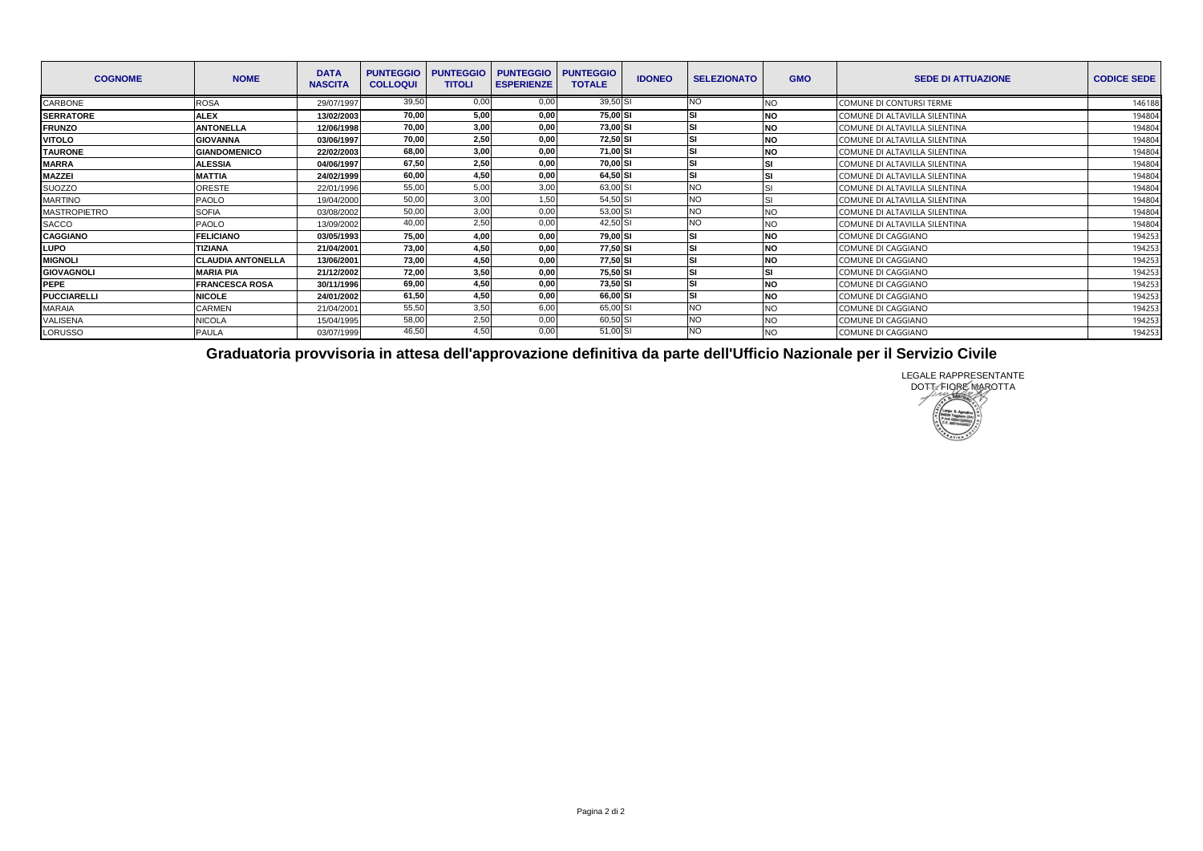| COGNOME | NOME | DATA NASCITA | PUNTEGGIO COLLOQUI | PUNTEGGIO TITOLI | PUNTEGGIO ESPERIENZE | PUNTEGGIO TOTALE | IDONEO | SELEZIONATO | GMO | SEDE DI ATTUAZIONE | CODICE SEDE |
|---|---|---|---|---|---|---|---|---|---|---|---|
| CARBONE | ROSA | 29/07/1997 | 39,50 | 0,00 | 0,00 | 39,50 | SI | NO | NO | COMUNE DI CONTURSI TERME | 146188 |
| **SERRATORE** | **ALEX** | **13/02/2003** | **70,00** | **5,00** | **0,00** | **75,00** | **SI** | **SI** | **NO** | COMUNE DI ALTAVILLA SILENTINA | 194804 |
| **FRUNZO** | **ANTONELLA** | **12/06/1998** | **70,00** | **3,00** | **0,00** | **73,00** | **SI** | **SI** | **NO** | COMUNE DI ALTAVILLA SILENTINA | 194804 |
| **VITOLO** | **GIOVANNA** | **03/06/1997** | **70,00** | **2,50** | **0,00** | **72,50** | **SI** | **SI** | **NO** | COMUNE DI ALTAVILLA SILENTINA | 194804 |
| **TAURONE** | **GIANDOMENICO** | **22/02/2003** | **68,00** | **3,00** | **0,00** | **71,00** | **SI** | **SI** | **NO** | COMUNE DI ALTAVILLA SILENTINA | 194804 |
| **MARRA** | **ALESSIA** | **04/06/1997** | **67,50** | **2,50** | **0,00** | **70,00** | **SI** | **SI** | **SI** | COMUNE DI ALTAVILLA SILENTINA | 194804 |
| **MAZZEI** | **MATTIA** | **24/02/1999** | **60,00** | **4,50** | **0,00** | **64,50** | **SI** | **SI** | **SI** | COMUNE DI ALTAVILLA SILENTINA | 194804 |
| SUOZZO | ORESTE | 22/01/1996 | 55,00 | 5,00 | 3,00 | 63,00 | SI | NO | SI | COMUNE DI ALTAVILLA SILENTINA | 194804 |
| MARTINO | PAOLO | 19/04/2000 | 50,00 | 3,00 | 1,50 | 54,50 | SI | NO | SI | COMUNE DI ALTAVILLA SILENTINA | 194804 |
| MASTROPIETRO | SOFIA | 03/08/2002 | 50,00 | 3,00 | 0,00 | 53,00 | SI | NO | NO | COMUNE DI ALTAVILLA SILENTINA | 194804 |
| SACCO | PAOLO | 13/09/2002 | 40,00 | 2,50 | 0,00 | 42,50 | SI | NO | NO | COMUNE DI ALTAVILLA SILENTINA | 194804 |
| **CAGGIANO** | **FELICIANO** | **03/05/1993** | **75,00** | **4,00** | **0,00** | **79,00** | **SI** | **SI** | **NO** | COMUNE DI CAGGIANO | 194253 |
| **LUPO** | **TIZIANA** | **21/04/2001** | **73,00** | **4,50** | **0,00** | **77,50** | **SI** | **SI** | **NO** | COMUNE DI CAGGIANO | 194253 |
| **MIGNOLI** | **CLAUDIA ANTONELLA** | **13/06/2001** | **73,00** | **4,50** | **0,00** | **77,50** | **SI** | **SI** | **NO** | COMUNE DI CAGGIANO | 194253 |
| **GIOVAGNOLI** | **MARIA PIA** | **21/12/2002** | **72,00** | **3,50** | **0,00** | **75,50** | **SI** | **SI** | **SI** | COMUNE DI CAGGIANO | 194253 |
| **PEPE** | **FRANCESCA ROSA** | **30/11/1996** | **69,00** | **4,50** | **0,00** | **73,50** | **SI** | **SI** | **NO** | COMUNE DI CAGGIANO | 194253 |
| **PUCCIARELLI** | **NICOLE** | **24/01/2002** | **61,50** | **4,50** | **0,00** | **66,00** | **SI** | **SI** | **NO** | COMUNE DI CAGGIANO | 194253 |
| MARAIA | CARMEN | 21/04/2001 | 55,50 | 3,50 | 6,00 | 65,00 | SI | NO | NO | COMUNE DI CAGGIANO | 194253 |
| VALISENA | NICOLA | 15/04/1995 | 58,00 | 2,50 | 0,00 | 60,50 | SI | NO | NO | COMUNE DI CAGGIANO | 194253 |
| LORUSSO | PAULA | 03/07/1999 | 46,50 | 4,50 | 0,00 | 51,00 | SI | NO | NO | COMUNE DI CAGGIANO | 194253 |

**Graduatoria provvisoria in attesa dell'approvazione definitiva da parte dell'Ufficio Nazionale per il Servizio Civile**

LEGALE RAPPRESENTANTE
DOTT. FIORE MAROTTA